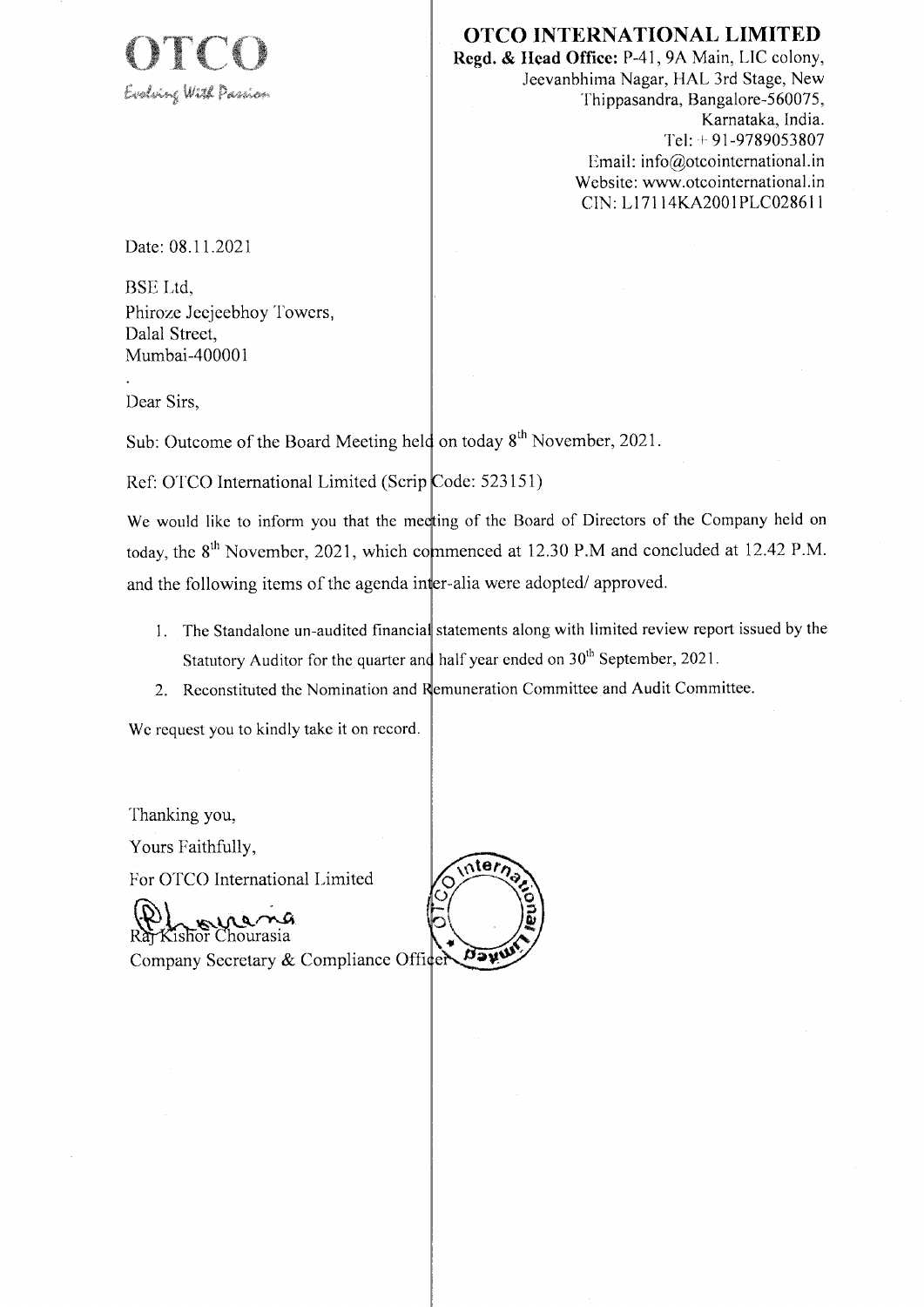**OTCO**
*Evolving With Passion*

# OTCO INTERNATIONAL LIMITED

**Regd. & Head Office:** P-41, 9A Main, LIC colony,
Jeevanbhima Nagar, HAL 3rd Stage, New
Thippasandra, Bangalore-560075,
Karnataka, India.
Tel: + 91-9789053807
Email: info@otcointernational.in
Website: www.otcointernational.in
CIN: L17114KA2001PLC028611

Date: 08.11.2021

BSE Ltd,
Phiroze Jeejeebhoy Towers,
Dalal Street,
Mumbai-400001

Dear Sirs,

Sub: Outcome of the Board Meeting held on today 8th November, 2021.

Ref: OTCO International Limited (Scrip Code: 523151)

We would like to inform you that the meeting of the Board of Directors of the Company held on today, the 8th November, 2021, which commenced at 12.30 P.M and concluded at 12.42 P.M. and the following items of the agenda inter-alia were adopted/ approved.

1. The Standalone un-audited financial statements along with limited review report issued by the Statutory Auditor for the quarter and half year ended on 30th September, 2021.
2. Reconstituted the Nomination and Remuneration Committee and Audit Committee.

We request you to kindly take it on record.

Thanking you,

Yours Faithfully,

For OTCO International Limited

Raj Kishor Chourasia
Company Secretary & Compliance Officer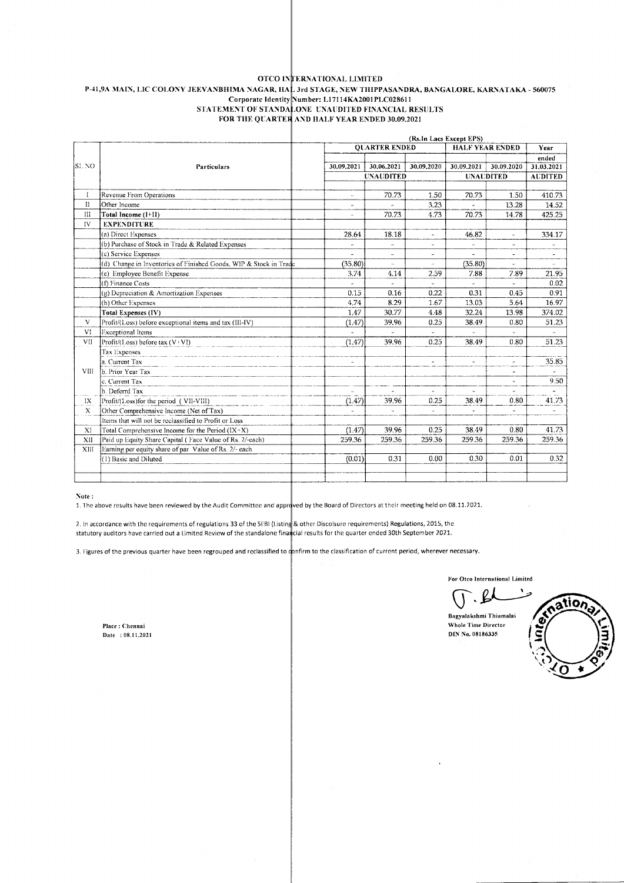# OTCO INTERNATIONAL LIMITED

**P-41,9A MAIN, LIC COLONY JEEVANBHIMA NAGAR, HAL 3rd STAGE, NEW THIPPASANDRA, BANGALORE, KARNATAKA - 560075**

**Corporate Identity Number: L17114KA2001PLC028611**

**STATEMENT OF STANDALONE UNAUDITED FINANCIAL RESULTS**

**FOR THE QUARTER AND HALF YEAR ENDED 30.09.2021**

(Rs.In Lacs Except EPS)

| SL NO | Particulars | QUARTER ENDED | | | HALF YEAR ENDED | | Year ended |
|---|---|---|---|---|---|---|---|
| | | 30.09.2021 | 30.06.2021 | 30.09.2020 | 30.09.2021 | 30.09.2020 | 31.03.2021 |
| | | UNAUDITED | | | UNAUDITED | | AUDITED |
| I | Revenue From Operations | - | 70.73 | 1.50 | 70.73 | 1.50 | 410.73 |
| II | Other Income | - | - | 3.23 | - | 13.28 | 14.52 |
| III | **Total Income (I+II)** | - | 70.73 | 4.73 | 70.73 | 14.78 | 425.25 |
| IV | **EXPENDITURE** | | | | | | |
| | (a) Direct Expenses | 28.64 | 18.18 | - | 46.82 | - | 334.17 |
| | (b) Purchase of Stock in Trade & Related Expenses | - | - | - | - | - | - |
| | (c) Service Expenses | - | - | - | - | - | - |
| | (d) Change in Inventories of Finished Goods, WIP & Stock in Trade | (35.80) | - | - | (35.80) | - | - |
| | (e) Employee Benefit Expense | 3.74 | 4.14 | 2.59 | 7.88 | 7.89 | 21.95 |
| | (f) Finance Costs | - | - | - | - | - | 0.02 |
| | (g) Depreciation & Amortization Expenses | 0.15 | 0.16 | 0.22 | 0.31 | 0.45 | 0.91 |
| | (h) Other Expenses | 4.74 | 8.29 | 1.67 | 13.03 | 5.64 | 16.97 |
| | **Total Expenses (IV)** | 1.47 | 30.77 | 4.48 | 32.24 | 13.98 | 374.02 |
| V | Profit/(Loss) before exceptional items and tax (III-IV) | (1.47) | 39.96 | 0.25 | 38.49 | 0.80 | 51.23 |
| VI | Exceptional Items | - | - | - | - | - | - |
| VII | Profit/(Loss) before tax (V-VI) | (1.47) | 39.96 | 0.25 | 38.49 | 0.80 | 51.23 |
| VIII | Tax Expenses | | | | | | |
| | a. Current Tax | - | | - | - | - | 35.85 |
| | b. Prior Year Tax | | | | | - | - |
| | c. Current Tax | | | | | - | 9.50 |
| | b. Deferrd Tax | - | - | - | - | - | - |
| IX | Profit/(Loss)for the period (VII-VIII) | (1.47) | 39.96 | 0.25 | 38.49 | 0.80 | 41.73 |
| X | Other Comprehensive Income (Net of Tax) | - | - | - | - | - | - |
| | Items that will not be reclassified to Profit or Loss | | | | | | |
| XI | Total Comprehensive Income for the Period (IX+X) | (1.47) | 39.96 | 0.25 | 38.49 | 0.80 | 41.73 |
| XII | Paid up Equity Share Capital ( Face Value of Rs. 2/-each) | 259.36 | 259.36 | 259.36 | 259.36 | 259.36 | 259.36 |
| XIII | Earning per equity share of par Value of Rs. 2/- each | | | | | | |
| | (1) Basic and Diluted | (0.01) | 0.31 | 0.00 | 0.30 | 0.01 | 0.32 |

Note :

1. The above results have been reviewed by the Audit Committee and approved by the Board of Directors at their meeting held on 08.11.2021.

2. In accordance with the requirements of regulations 33 of the SEBI (Listing & other Discolsure requirements) Regulations, 2015, the statutory auditors have carried out a Limited Review of the standalone financial results for the quarter ended 30th September 2021.

3. Figures of the previous quarter have been regrouped and reclassified to confirm to the classification of current period, wherever necessary.

Place : Chennai
Date : 08.11.2021

For Otco International Limited

Bagyalakshmi Thiumalai
Whole Time Director
DIN No. 08186335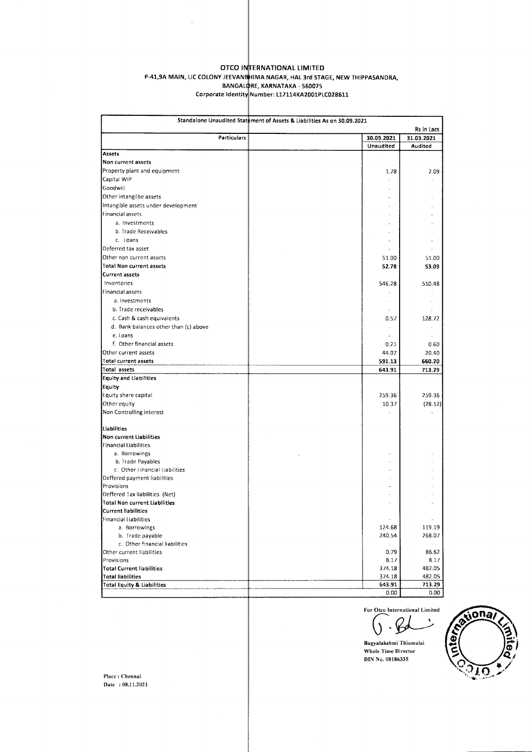# OTCO INTERNATIONAL LIMITED

P-41,9A MAIN, LIC COLONY JEEVANBHIMA NAGAR, HAL 3rd STAGE, NEW THIPPASANDRA,
BANGALORE, KARNATAKA - 560075
Corporate Identity Number: L17114KA2001PLC028611

## Standalone Unaudited Statement of Assets & Liabilities As on 30.09.2021

Rs in Lacs

| Particulars | 30.09.2021 | 31.03.2021 |
|---|---|---|
| | Unaudited | Audited |
| **Assets** | | |
| **Non current assets** | | |
| Property plant and equipment | 1.78 | 2.09 |
| Capital WIP | - | - |
| Goodwill | - | - |
| Other intangilbe assets | - | - |
| Intangible assets under development | - | - |
| Financial assets | - | - |
| a. Investments | - | - |
| b. Trade Receivables | - | - |
| c. Loans | - | - |
| Deferred tax asset | - | - |
| Other non current assets | 51.00 | 51.00 |
| **Total Non current assets** | **52.78** | **53.09** |
| **Current assets** | | |
| Inventories | 546.28 | 510.48 |
| Financial assets | - | - |
| a. Investments | - | - |
| b. Trade receivables | - | - |
| c. Cash & cash equivalents | 0.57 | 128.72 |
| d. Bank balances other than (c) above | - | - |
| e. Loans | - | - |
| f. Other financial assets | 0.21 | 0.60 |
| Other current assets | 44.07 | 20.40 |
| **Total current assets** | **591.13** | **660.20** |
| **Total assets** | **643.91** | **713.29** |
| **Equity and Liabilities** | | |
| **Equity** | | |
| Equity share capital | 259.36 | 259.36 |
| Other equity | 10.37 | (28.12) |
| Non Controlling interest | - | - |
| | | |
| **Liabilities** | | |
| **Non current Liabilities** | | |
| Financial Liabilities | | |
| a. Borrowings | - | - |
| b. Trade Payables | - | - |
| c. Other Financial Liabilities | - | - |
| Deffered payment liabilities | - | - |
| Provisions | - | - |
| Deffered Tax liabilities (Net) | - | - |
| **Total Non current Liabilities** | - | - |
| **Current liabilities** | | |
| Financial Liabilities | - | - |
| a. Borrowings | 124.68 | 119.19 |
| b. Trade payable | 240.54 | 268.07 |
| c. Other financial liabilities | - | - |
| Other current liabilities | 0.79 | 86.62 |
| Provisions | 8.17 | 8.17 |
| **Total Current liabilities** | 374.18 | 482.05 |
| **Total liabilities** | 374.18 | 482.05 |
| **Total Equity & Liabilities** | 643.91 | 713.29 |
| | 0.00 | 0.00 |

For Otco International Limited

Bagyalakshmi Thiumalai
Whole Time Director
DIN No. 08186335

Place : Chennai
Date : 08.11.2021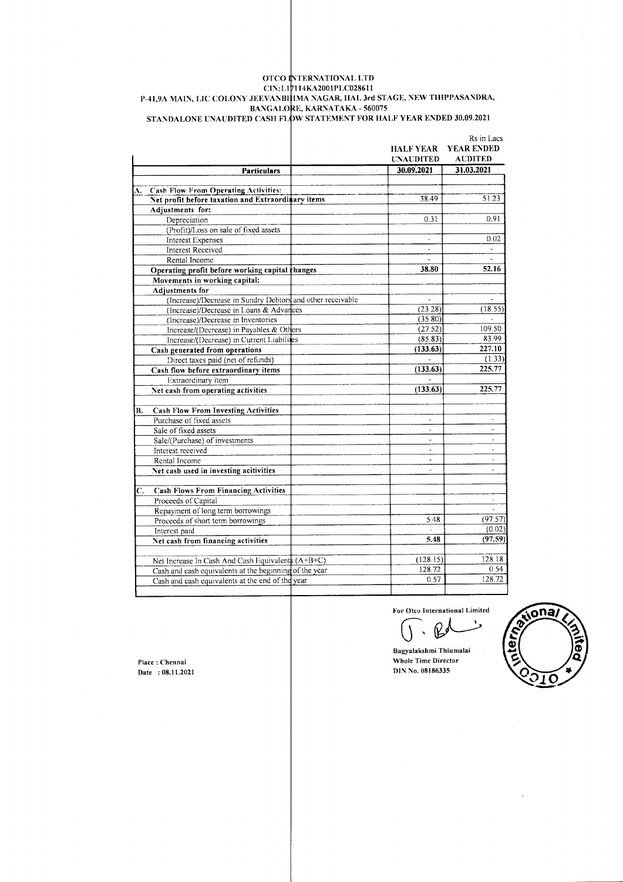# OTCO INTERNATIONAL LTD

CIN:L17114KA2001PLC028611

P-41,9A MAIN, LIC COLONY JEEVANBHIMA NAGAR, HAL 3rd STAGE, NEW THIPPASANDRA, BANGALORE, KARNATAKA - 560075

## STANDALONE UNAUDITED CASH FLOW STATEMENT FOR HALF YEAR ENDED 30.09.2021

Rs in Lacs

| Particulars | HALF YEAR UNAUDITED 30.09.2021 | YEAR ENDED AUDITED 31.03.2021 |
|---|---|---|
| **A. Cash Flow From Operating Activities:** | | |
| **Net profit before taxation and Extraordinary items** | 38.49 | 51.23 |
| **Adjustments for:** | | |
| Depreciation | 0.31 | 0.91 |
| (Profit)/Loss on sale of fixed assets | | |
| Interest Expenses | - | 0.02 |
| Interest Received | - | - |
| Rental Income | - | - |
| **Operating profit before working capital changes** | **38.80** | **52.16** |
| **Movements in working capital:** | | |
| **Adjustments for** | | |
| (Increase)/Decrease in Sundry Debtors and other receivable | - | - |
| (Increase)/Decrease in Loans & Advances | (23.28) | (18.55) |
| (Increase)/Decrease in Inventories | (35.80) | - |
| Increase/(Decrease) in Payables & Others | (27.52) | 109.50 |
| Increase/(Decrease) in Current Liabilities | (85.83) | 83.99 |
| **Cash generated from operations** | **(133.63)** | **227.10** |
| Direct taxes paid (net of refunds) | - | (1.33) |
| **Cash flow before extraordinary items** | **(133.63)** | **225.77** |
| Extraordinary item | - | |
| **Net cash from operating activities** | **(133.63)** | **225.77** |
| **B. Cash Flow From Investing Activities** | | |
| Purchase of fixed assets | - | - |
| Sale of fixed assets | - | - |
| Sale/(Purchase) of investments | - | - |
| Interest received | - | - |
| Rental Income | - | - |
| **Net cash used in investing acitivities** | - | - |
| **C. Cash Flows From Financing Activities** | | |
| Proceeds of Capital | - | - |
| Repayment of long term borrowings | | - |
| Proceeds of short term borrowings | 5.48 | (97.57) |
| Interest paid | - | (0.02) |
| **Net cash from financing activities** | **5.48** | **(97.59)** |
| Net Increase In Cash And Cash Equivalents (A+B+C) | (128.15) | 128.18 |
| Cash and cash equivalents at the beginning of the year | 128.72 | 0.54 |
| Cash and cash equivalents at the end of the year | 0.57 | 128.72 |

Place : Chennai
Date : 08.11.2021

For Otco International Limited

Bagyalakshmi Thiumalai
Whole Time Director
DIN No. 08186335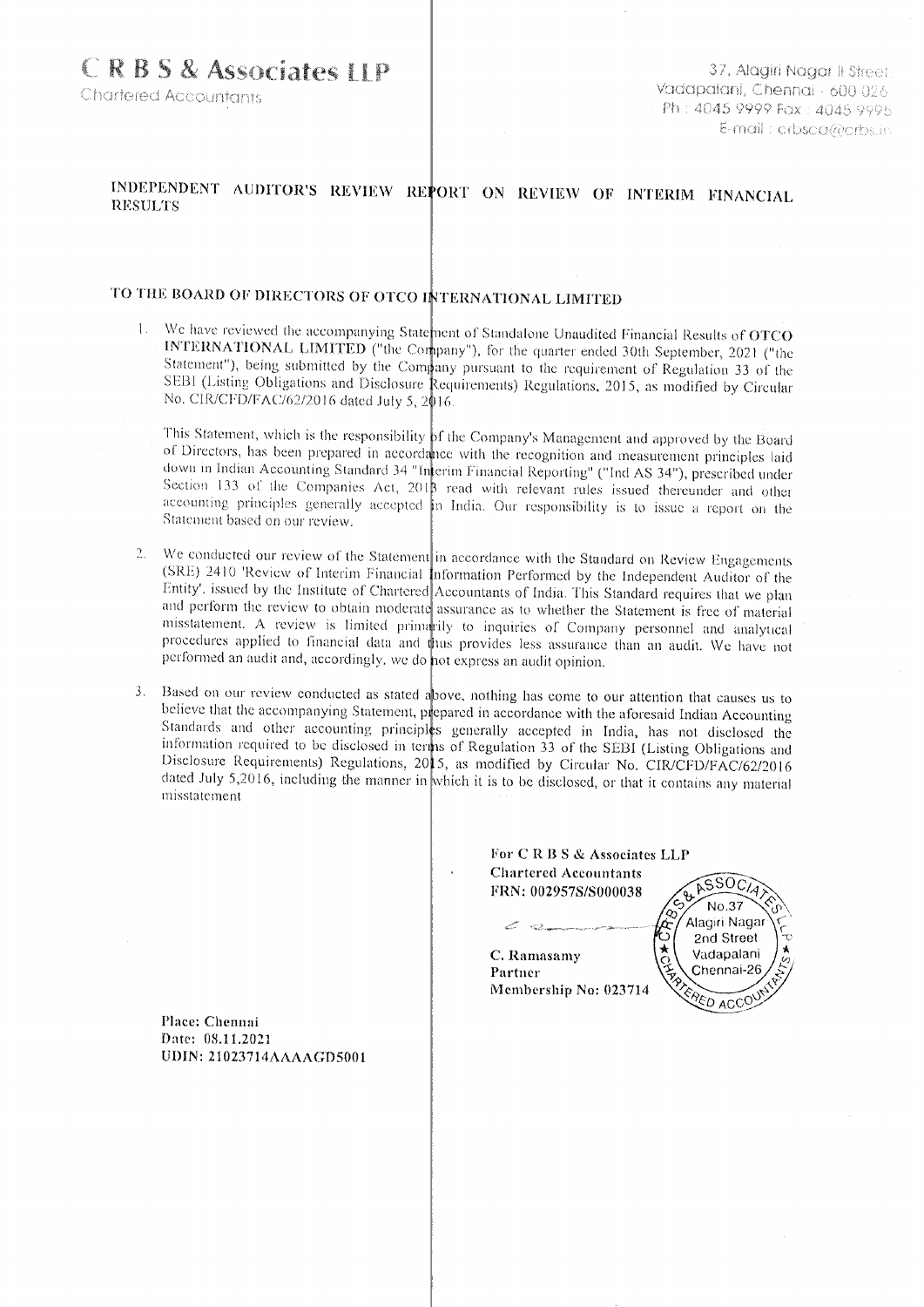# C R B S & Associates LLP

Chartered Accountants

37, Alagiri Nagar II Street,
Vadapalani, Chennai - 600 026
Ph : 4045 9999 Fax : 4045 9995
E-mail : crbsca@crbs.in

## INDEPENDENT AUDITOR'S REVIEW REPORT ON REVIEW OF INTERIM FINANCIAL RESULTS

### TO THE BOARD OF DIRECTORS OF OTCO INTERNATIONAL LIMITED

1. We have reviewed the accompanying Statement of Standalone Unaudited Financial Results of **OTCO INTERNATIONAL LIMITED** ("the Company"), for the quarter ended 30th September, 2021 ("the Statement"), being submitted by the Company pursuant to the requirement of Regulation 33 of the SEBI (Listing Obligations and Disclosure Requirements) Regulations, 2015, as modified by Circular No. CIR/CFD/FAC/62/2016 dated July 5, 2016.

   This Statement, which is the responsibility of the Company's Management and approved by the Board of Directors, has been prepared in accordance with the recognition and measurement principles laid down in Indian Accounting Standard 34 "Interim Financial Reporting" ("Ind AS 34"), prescribed under Section 133 of the Companies Act, 2013 read with relevant rules issued thereunder and other accounting principles generally accepted in India. Our responsibility is to issue a report on the Statement based on our review.

2. We conducted our review of the Statement in accordance with the Standard on Review Engagements (SRE) 2410 'Review of Interim Financial Information Performed by the Independent Auditor of the Entity', issued by the Institute of Chartered Accountants of India. This Standard requires that we plan and perform the review to obtain moderate assurance as to whether the Statement is free of material misstatement. A review is limited primarily to inquiries of Company personnel and analytical procedures applied to financial data and thus provides less assurance than an audit. We have not performed an audit and, accordingly, we do not express an audit opinion.

3. Based on our review conducted as stated above, nothing has come to our attention that causes us to believe that the accompanying Statement, prepared in accordance with the aforesaid Indian Accounting Standards and other accounting principles generally accepted in India, has not disclosed the information required to be disclosed in terms of Regulation 33 of the SEBI (Listing Obligations and Disclosure Requirements) Regulations, 2015, as modified by Circular No. CIR/CFD/FAC/62/2016 dated July 5,2016, including the manner in which it is to be disclosed, or that it contains any material misstatement

**For C R B S & Associates LLP**
**Chartered Accountants**
**FRN: 002957S/S000038**

**C. Ramasamy**
**Partner**
**Membership No: 023714**

**Place: Chennai**
**Date: 08.11.2021**
**UDIN: 21023714AAAAGD5001**